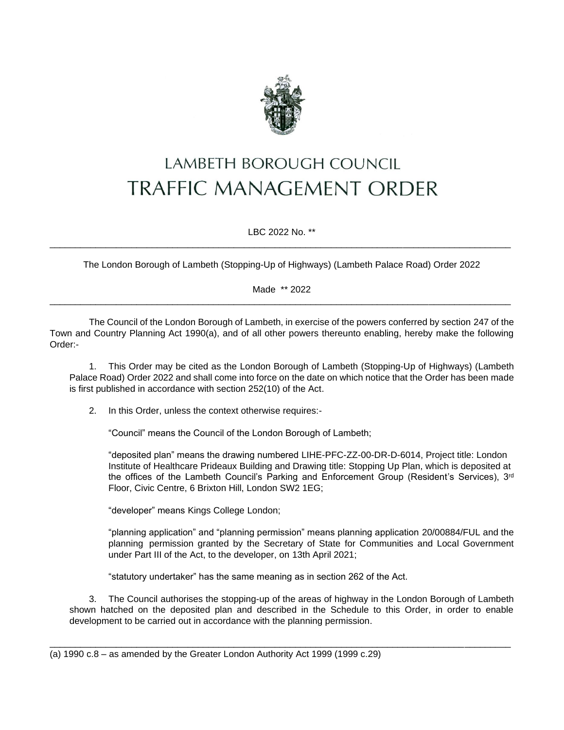# LAMBETH BOROUGH COUNCIL
# TRAFFIC MANAGEMENT ORDER

LBC 2022 No. **

---

The London Borough of Lambeth (Stopping-Up of Highways) (Lambeth Palace Road) Order 2022

Made ** 2022

---

The Council of the London Borough of Lambeth, in exercise of the powers conferred by section 247 of the Town and Country Planning Act 1990(a), and of all other powers thereunto enabling, hereby make the following Order:-

1. This Order may be cited as the London Borough of Lambeth (Stopping-Up of Highways) (Lambeth Palace Road) Order 2022 and shall come into force on the date on which notice that the Order has been made is first published in accordance with section 252(10) of the Act.

2. In this Order, unless the context otherwise requires:-

   "Council" means the Council of the London Borough of Lambeth;

   "deposited plan" means the drawing numbered LIHE-PFC-ZZ-00-DR-D-6014, Project title: London Institute of Healthcare Prideaux Building and Drawing title: Stopping Up Plan, which is deposited at the offices of the Lambeth Council's Parking and Enforcement Group (Resident's Services), 3rd Floor, Civic Centre, 6 Brixton Hill, London SW2 1EG;

   "developer" means Kings College London;

   "planning application" and "planning permission" means planning application 20/00884/FUL and the planning permission granted by the Secretary of State for Communities and Local Government under Part III of the Act, to the developer, on 13th April 2021;

   "statutory undertaker" has the same meaning as in section 262 of the Act.

3. The Council authorises the stopping-up of the areas of highway in the London Borough of Lambeth shown hatched on the deposited plan and described in the Schedule to this Order, in order to enable development to be carried out in accordance with the planning permission.

---

(a) 1990 c.8 – as amended by the Greater London Authority Act 1999 (1999 c.29)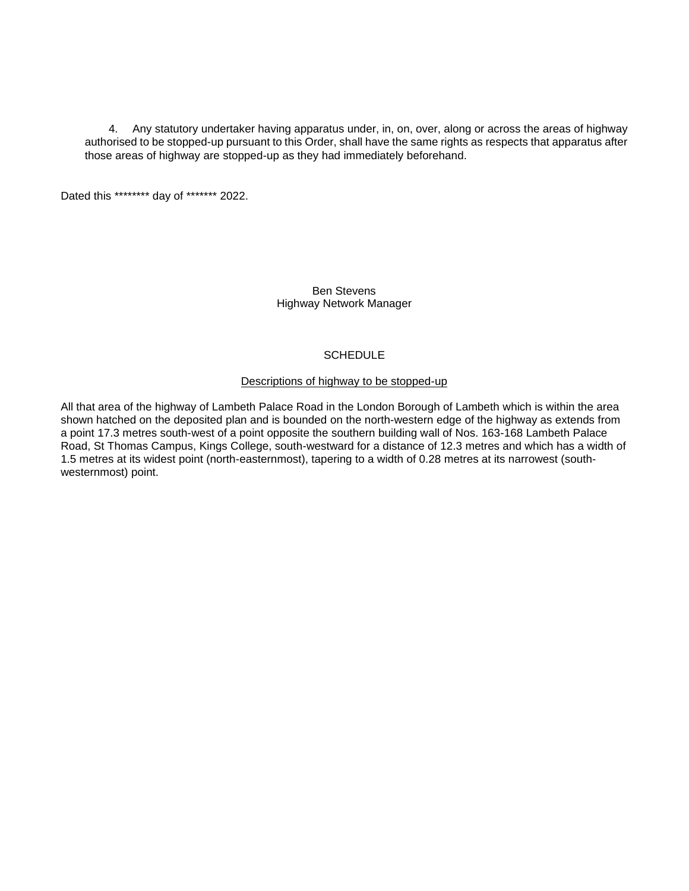4. Any statutory undertaker having apparatus under, in, on, over, along or across the areas of highway authorised to be stopped-up pursuant to this Order, shall have the same rights as respects that apparatus after those areas of highway are stopped-up as they had immediately beforehand.

Dated this ******** day of ******* 2022.

Ben Stevens
Highway Network Manager

SCHEDULE

Descriptions of highway to be stopped-up

All that area of the highway of Lambeth Palace Road in the London Borough of Lambeth which is within the area shown hatched on the deposited plan and is bounded on the north-western edge of the highway as extends from a point 17.3 metres south-west of a point opposite the southern building wall of Nos. 163-168 Lambeth Palace Road, St Thomas Campus, Kings College, south-westward for a distance of 12.3 metres and which has a width of 1.5 metres at its widest point (north-easternmost), tapering to a width of 0.28 metres at its narrowest (south-westernmost) point.